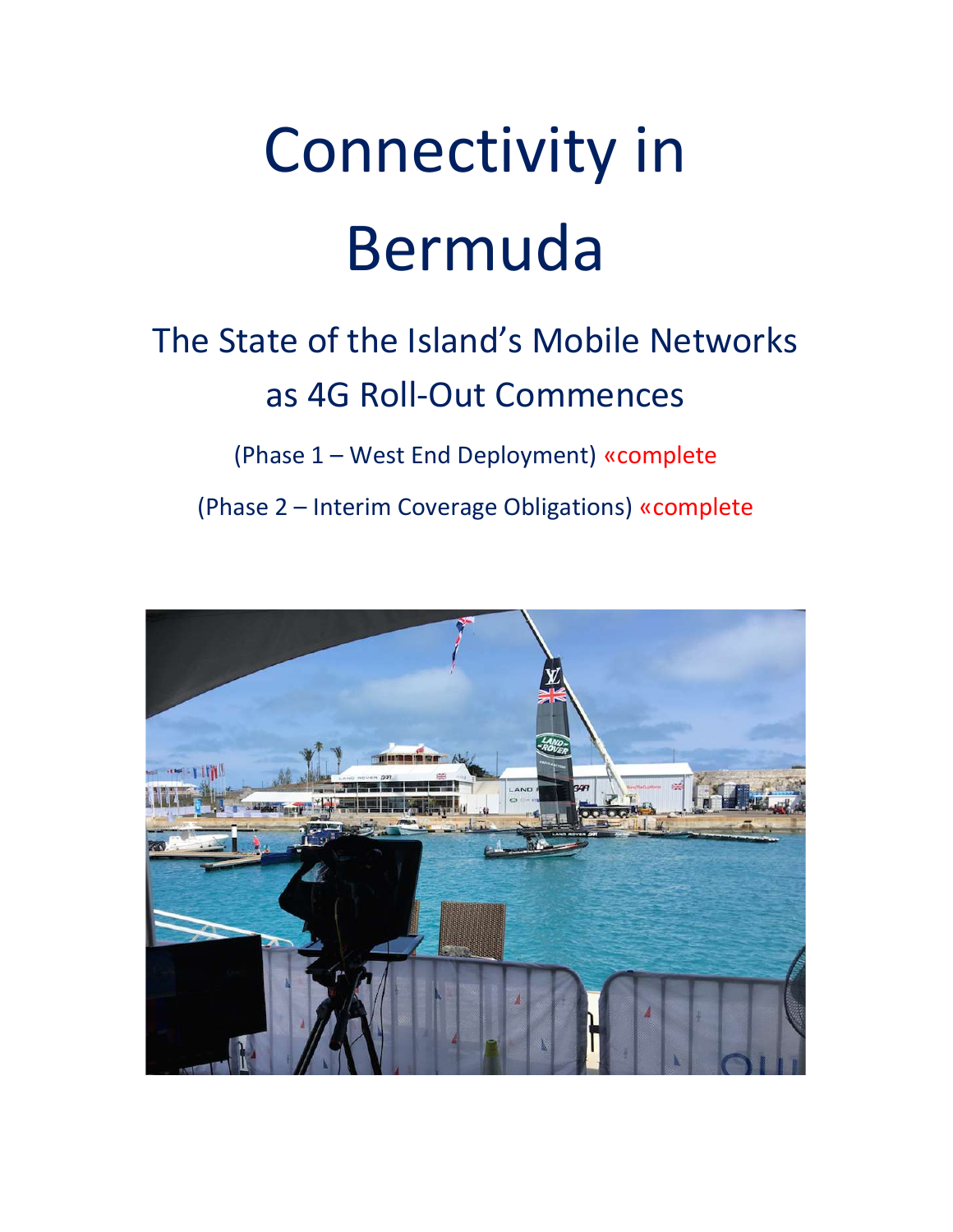# Connectivity in Bermuda

## The State of the Island's Mobile Networks as 4G Roll-Out Commences

(Phase 1 – West End Deployment) «complete

(Phase 2 – Interim Coverage Obligations) «complete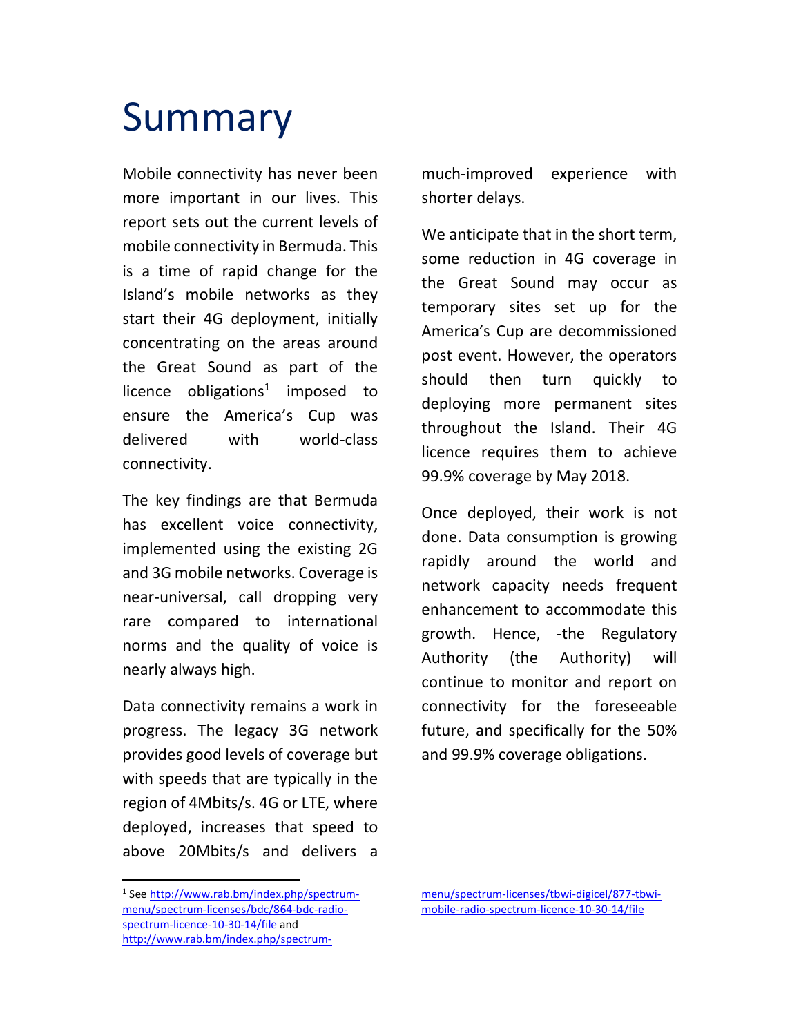# Summary

Mobile connectivity has never been more important in our lives. This report sets out the current levels of mobile connectivity in Bermuda. This is a time of rapid change for the Island's mobile networks as they start their 4G deployment, initially concentrating on the areas around the Great Sound as part of the licence obligations[1] imposed to ensure the America's Cup was delivered with world-class connectivity.

The key findings are that Bermuda has excellent voice connectivity, implemented using the existing 2G and 3G mobile networks. Coverage is near-universal, call dropping very rare compared to international norms and the quality of voice is nearly always high.

Data connectivity remains a work in progress. The legacy 3G network provides good levels of coverage but with speeds that are typically in the region of 4Mbits/s. 4G or LTE, where deployed, increases that speed to above 20Mbits/s and delivers a much-improved experience with shorter delays.

We anticipate that in the short term, some reduction in 4G coverage in the Great Sound may occur as temporary sites set up for the America's Cup are decommissioned post event. However, the operators should then turn quickly to deploying more permanent sites throughout the Island. Their 4G licence requires them to achieve 99.9% coverage by May 2018.

Once deployed, their work is not done. Data consumption is growing rapidly around the world and network capacity needs frequent enhancement to accommodate this growth. Hence, -the Regulatory Authority (the Authority) will continue to monitor and report on connectivity for the foreseeable future, and specifically for the 50% and 99.9% coverage obligations.

[1] See http://www.rab.bm/index.php/spectrum-menu/spectrum-licenses/bdc/864-bdc-radio-spectrum-licence-10-30-14/file and http://www.rab.bm/index.php/spectrum-menu/spectrum-licenses/tbwi-digicel/877-tbwi-mobile-radio-spectrum-licence-10-30-14/file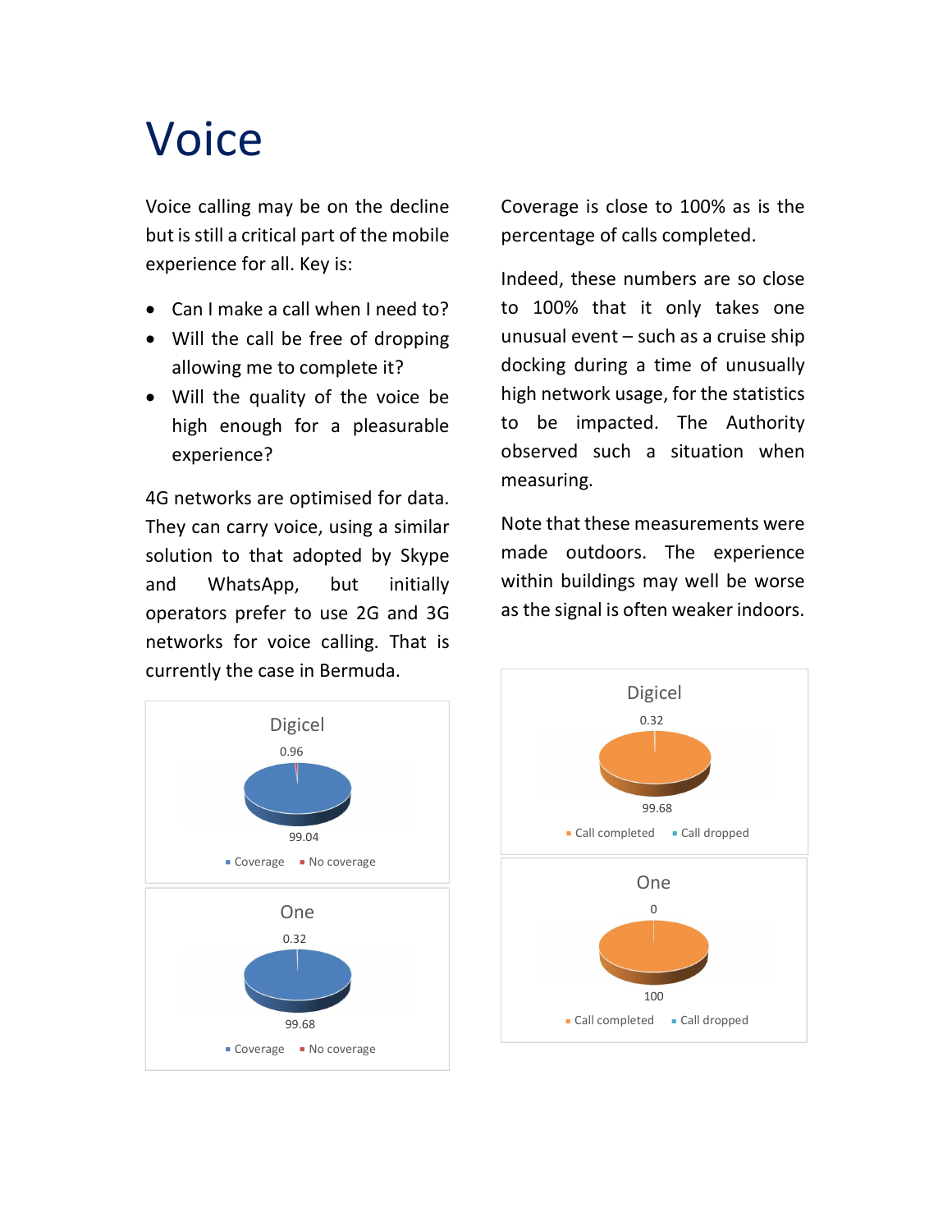# Voice

Voice calling may be on the decline but is still a critical part of the mobile experience for all. Key is:

- Can I make a call when I need to?
- Will the call be free of dropping allowing me to complete it?
- Will the quality of the voice be high enough for a pleasurable experience?

4G networks are optimised for data. They can carry voice, using a similar solution to that adopted by Skype and WhatsApp, but initially operators prefer to use 2G and 3G networks for voice calling. That is currently the case in Bermuda.

Digicel

0.96

99.04

Coverage · No coverage

One

0.32

99.68

Coverage · No coverage

Coverage is close to 100% as is the percentage of calls completed.

Indeed, these numbers are so close to 100% that it only takes one unusual event – such as a cruise ship docking during a time of unusually high network usage, for the statistics to be impacted. The Authority observed such a situation when measuring.

Note that these measurements were made outdoors. The experience within buildings may well be worse as the signal is often weaker indoors.

Digicel

0.32

99.68

Call completed · Call dropped

One

0

100

Call completed · Call dropped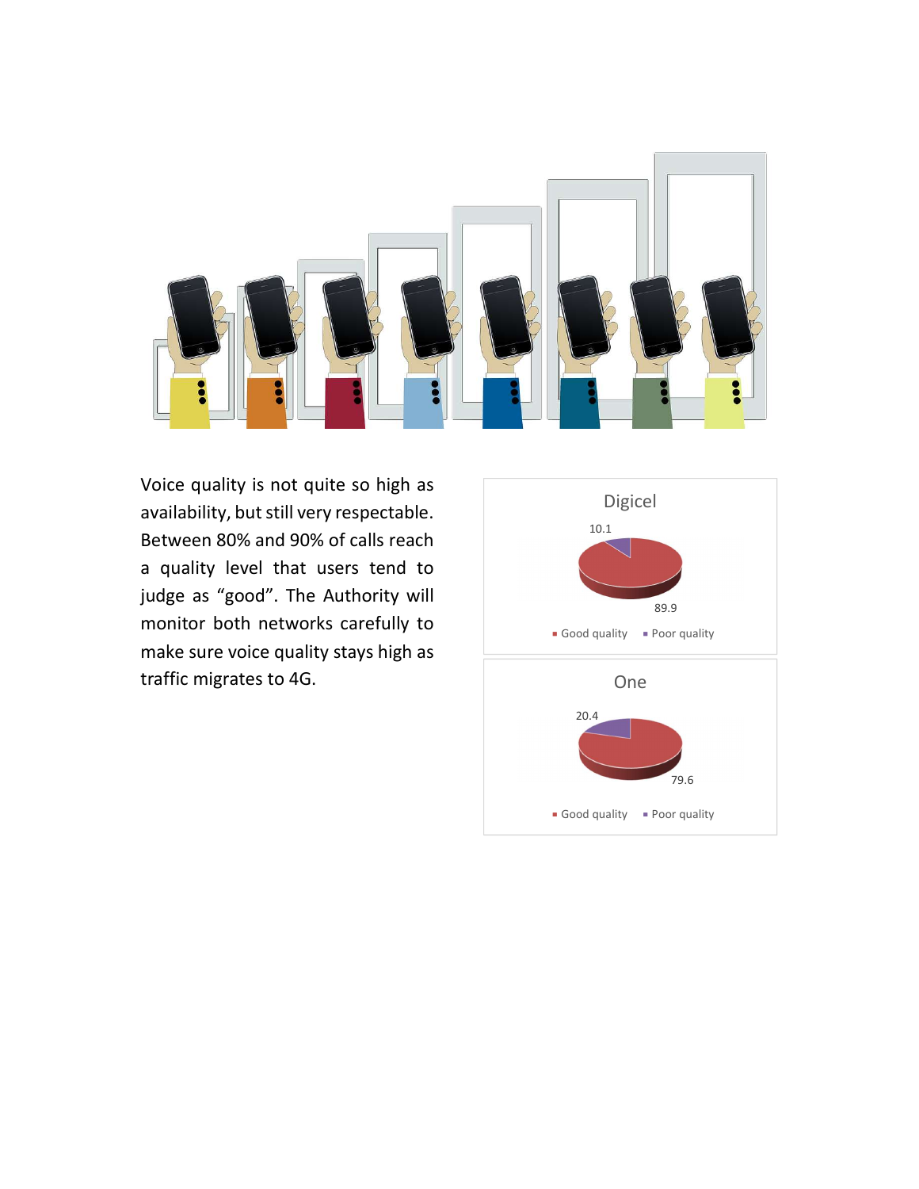Voice quality is not quite so high as availability, but still very respectable. Between 80% and 90% of calls reach a quality level that users tend to judge as "good". The Authority will monitor both networks carefully to make sure voice quality stays high as traffic migrates to 4G.

**Digicel**

| | Good quality | Poor quality |
|---|---|---|
| Digicel | 89.9 | 10.1 |

**One**

| | Good quality | Poor quality |
|---|---|---|
| One | 79.6 | 20.4 |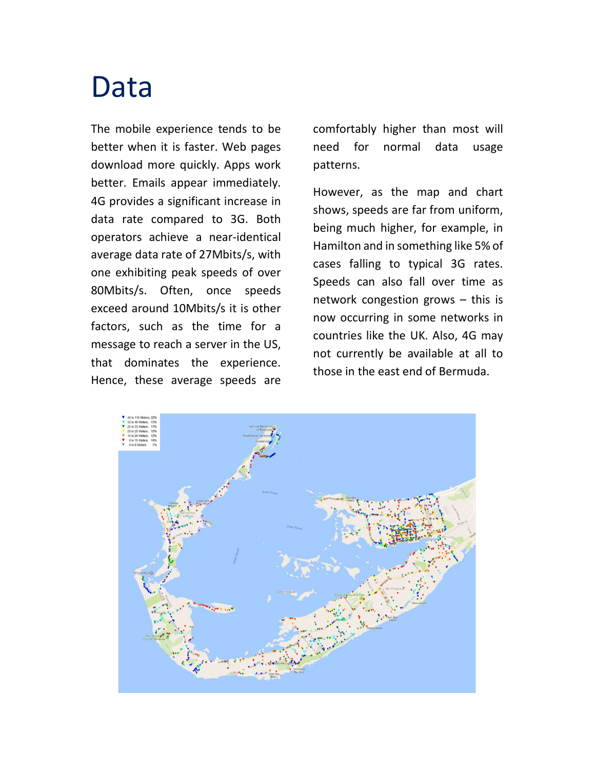# Data

The mobile experience tends to be better when it is faster. Web pages download more quickly. Apps work better. Emails appear immediately. 4G provides a significant increase in data rate compared to 3G. Both operators achieve a near-identical average data rate of 27Mbits/s, with one exhibiting peak speeds of over 80Mbits/s. Often, once speeds exceed around 10Mbits/s it is other factors, such as the time for a message to reach a server in the US, that dominates the experience. Hence, these average speeds are comfortably higher than most will need for normal data usage patterns.

However, as the map and chart shows, speeds are far from uniform, being much higher, for example, in Hamilton and in something like 5% of cases falling to typical 3G rates. Speeds can also fall over time as network congestion grows – this is now occurring in some networks in countries like the UK. Also, 4G may not currently be available at all to those in the east of Bermuda.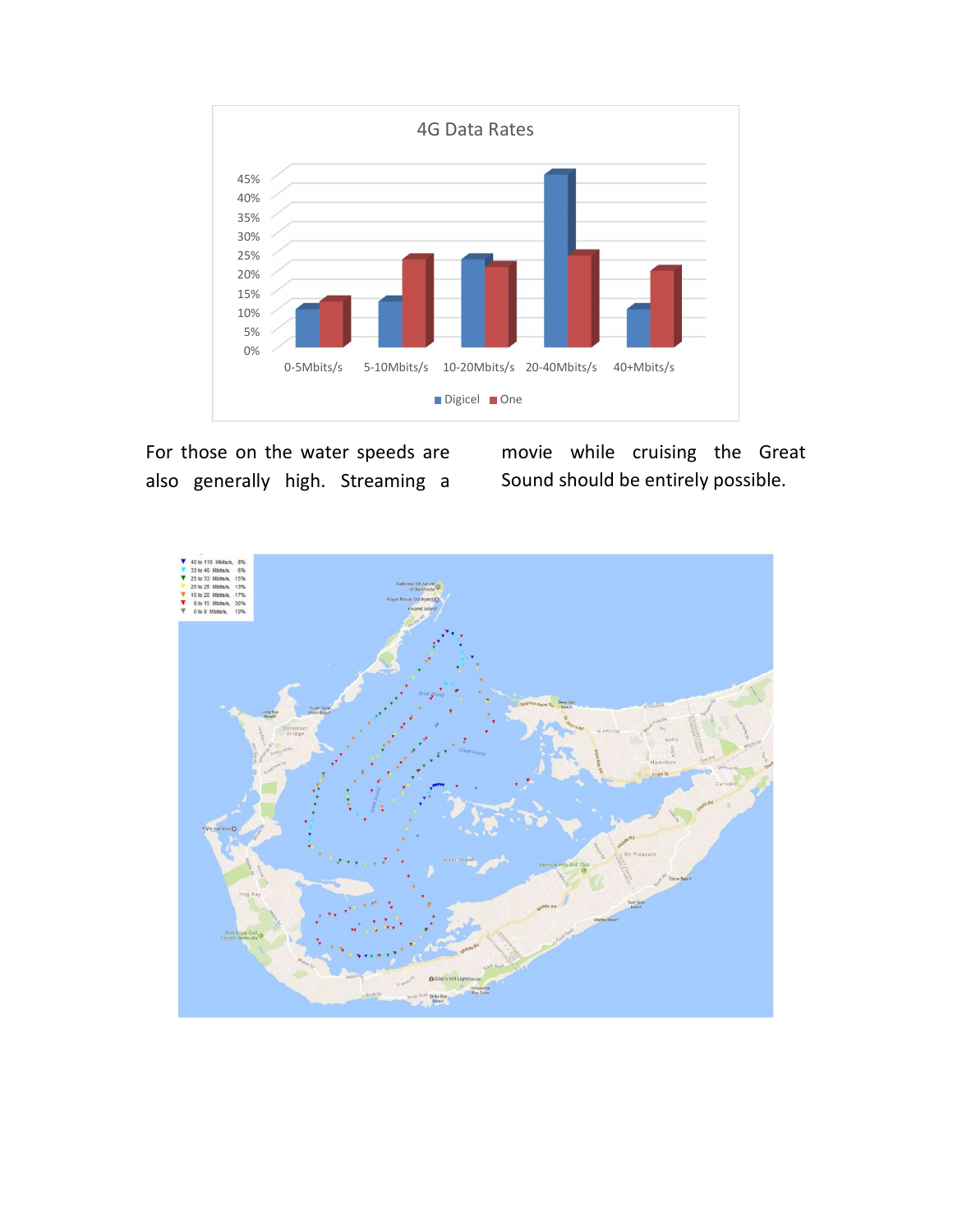For those on the water speeds are also generally high. Streaming a movie while cruising the Great Sound should be entirely possible.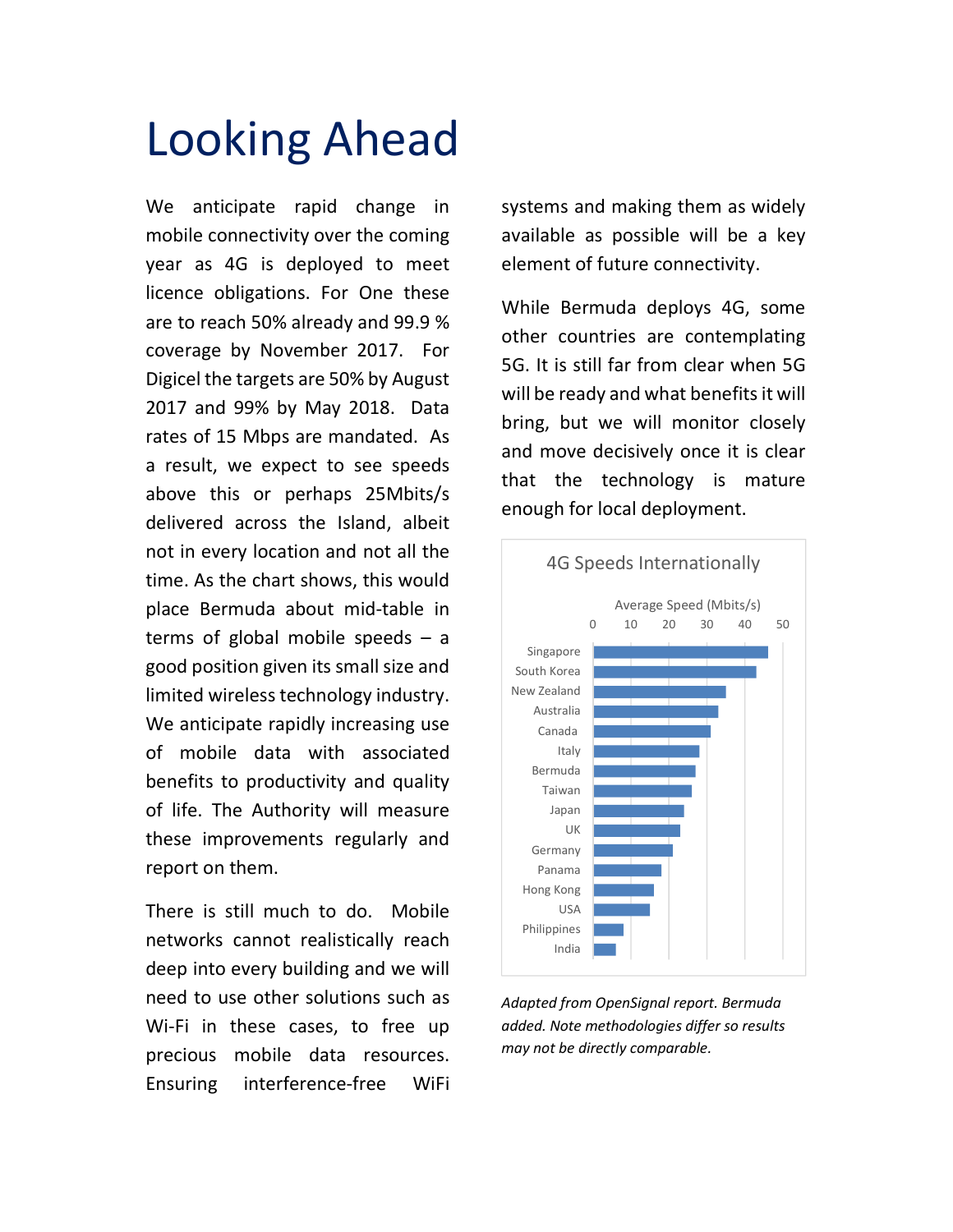# Looking Ahead

We anticipate rapid change in mobile connectivity over the coming year as 4G is deployed to meet licence obligations. For One these are to reach 50% already and 99.9 % coverage by November 2017. For Digicel the targets are 50% by August 2017 and 99% by May 2018. Data rates of 15 Mbps are mandated. As a result, we expect to see speeds above this or perhaps 25Mbits/s delivered across the Island, albeit not in every location and not all the time. As the chart shows, this would place Bermuda about mid-table in terms of global mobile speeds – a good position given its small size and limited wireless technology industry. We anticipate rapidly increasing use of mobile data with associated benefits to productivity and quality of life. The Authority will measure these improvements regularly and report on them.

There is still much to do. Mobile networks cannot realistically reach deep into every building and we will need to use other solutions such as Wi-Fi in these cases, to free up precious mobile data resources. Ensuring interference-free WiFi systems and making them as widely available as possible will be a key element of future connectivity.

While Bermuda deploys 4G, some other countries are contemplating 5G. It is still far from clear when 5G will be ready and what benefits it will bring, but we will monitor closely and move decisively once it is clear that the technology is mature enough for local deployment.

**4G Speeds Internationally**

Average Speed (Mbits/s)

| Country |
|---|
| Singapore |
| South Korea |
| New Zealand |
| Australia |
| Canada |
| Italy |
| Bermuda |
| Taiwan |
| Japan |
| UK |
| Germany |
| Panama |
| Hong Kong |
| USA |
| Philippines |
| India |

*Adapted from OpenSignal report. Bermuda added. Note methodologies differ so results may not be directly comparable.*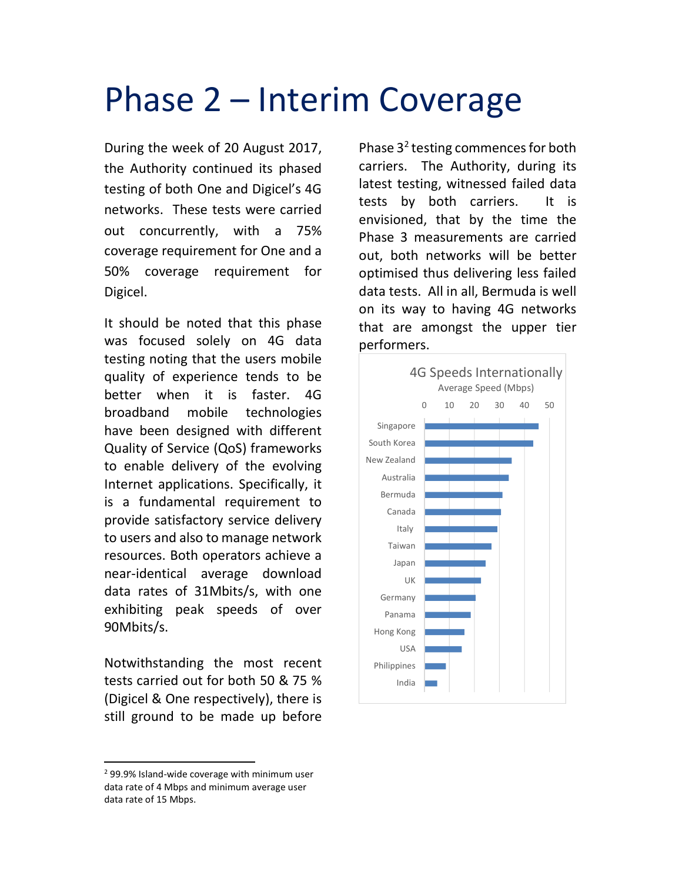# Phase 2 – Interim Coverage

During the week of 20 August 2017, the Authority continued its phased testing of both One and Digicel's 4G networks. These tests were carried out concurrently, with a 75% coverage requirement for One and a 50% coverage requirement for Digicel.

It should be noted that this phase was focused solely on 4G data testing noting that the users mobile quality of experience tends to be better when it is faster. 4G broadband mobile technologies have been designed with different Quality of Service (QoS) frameworks to enable delivery of the evolving Internet applications. Specifically, it is a fundamental requirement to provide satisfactory service delivery to users and also to manage network resources. Both operators achieve a near-identical average download data rates of 31Mbits/s, with one exhibiting peak speeds of over 90Mbits/s.

Notwithstanding the most recent tests carried out for both 50 & 75 % (Digicel & One respectively), there is still ground to be made up before Phase 3[2] testing commences for both carriers. The Authority, during its latest testing, witnessed failed data tests by both carriers. It is envisioned, that by the time the Phase 3 measurements are carried out, both networks will be better optimised thus delivering less failed data tests. All in all, Bermuda is well on its way to having 4G networks that are amongst the upper tier performers.

4G Speeds Internationally

Average Speed (Mbps)

Singapore, South Korea, New Zealand, Australia, Bermuda, Canada, Italy, Taiwan, Japan, UK, Germany, Panama, Hong Kong, USA, Philippines, India

[2] 99.9% Island-wide coverage with minimum user data rate of 4 Mbps and minimum average user data rate of 15 Mbps.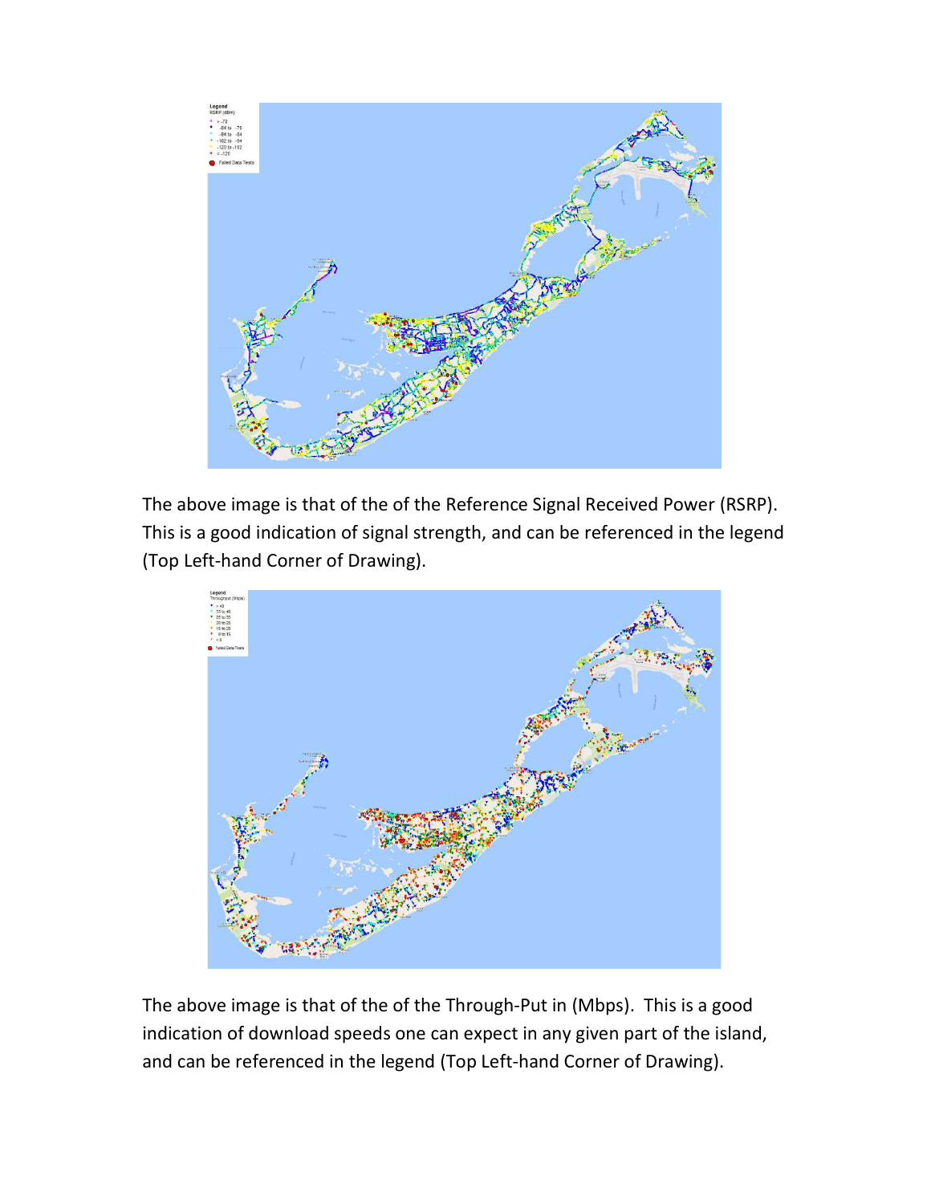The above image is that of the of the Reference Signal Received Power (RSRP). This is a good indication of signal strength, and can be referenced in the legend (Top Left-hand Corner of Drawing).

The above image is that of the of the Through-Put in (Mbps). This is a good indication of download speeds one can expect in any given part of the island, and can be referenced in the legend (Top Left-hand Corner of Drawing).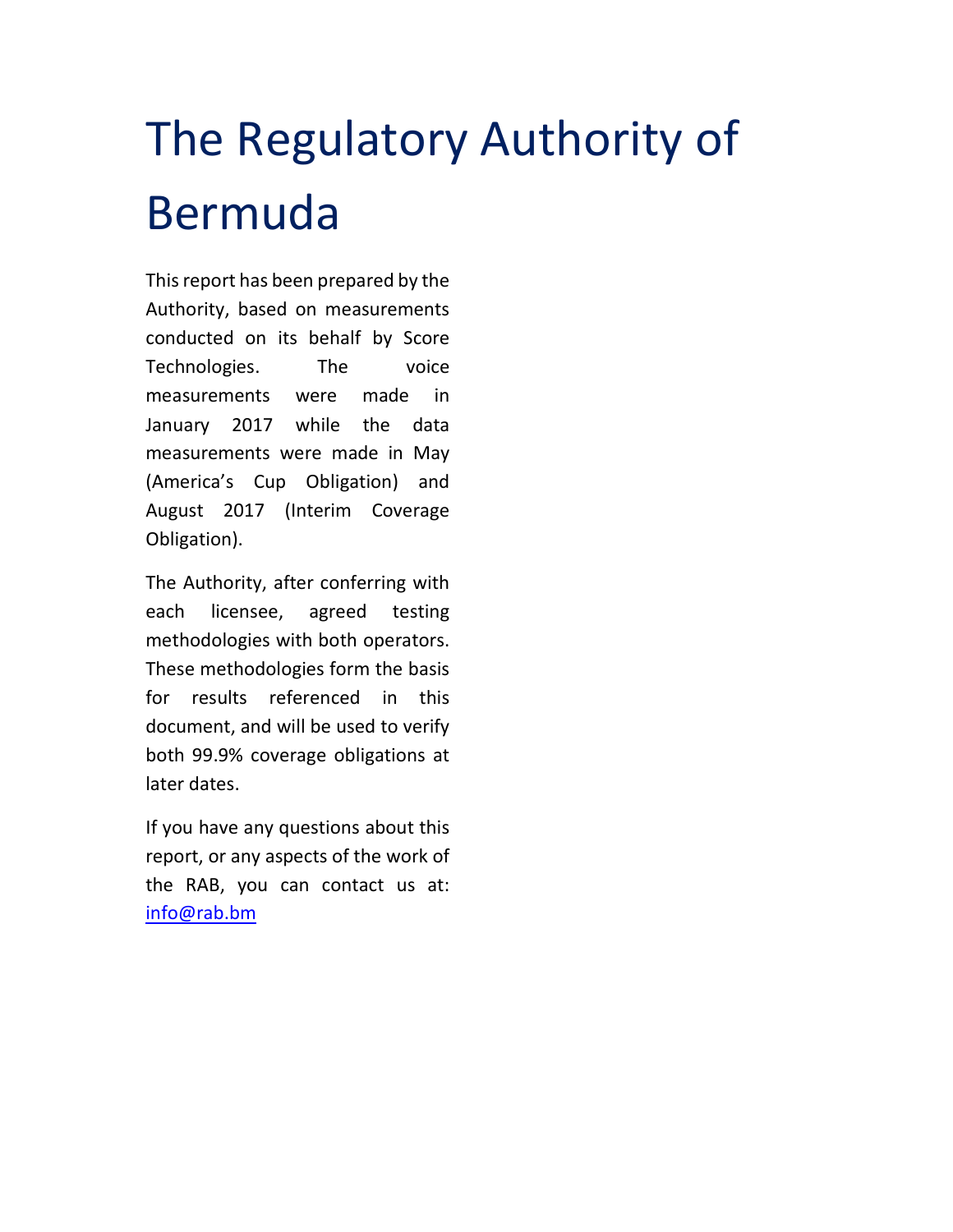# The Regulatory Authority of Bermuda

This report has been prepared by the Authority, based on measurements conducted on its behalf by Score Technologies. The voice measurements were made in January 2017 while the data measurements were made in May (America's Cup Obligation) and August 2017 (Interim Coverage Obligation).

The Authority, after conferring with each licensee, agreed testing methodologies with both operators. These methodologies form the basis for results referenced in this document, and will be used to verify both 99.9% coverage obligations at later dates.

If you have any questions about this report, or any aspects of the work of the RAB, you can contact us at: info@rab.bm